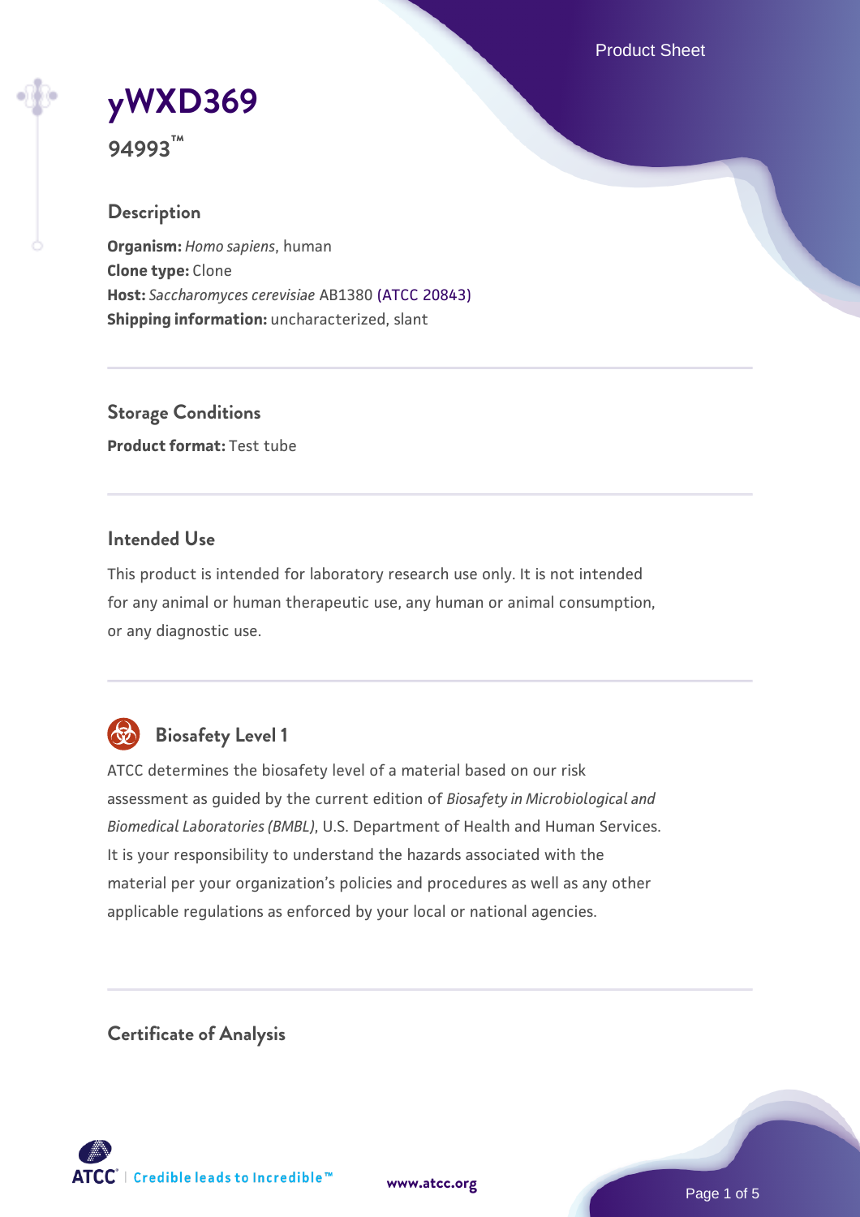# yWXD369

**94993™**

## Description

**Organism:** *Homo sapiens*, human
**Clone type:** Clone
**Host:** *Saccharomyces cerevisiae* AB1380 (ATCC 20843)
**Shipping information:** uncharacterized, slant

## Storage Conditions

**Product format:** Test tube

## Intended Use

This product is intended for laboratory research use only. It is not intended for any animal or human therapeutic use, any human or animal consumption, or any diagnostic use.

## Biosafety Level 1

ATCC determines the biosafety level of a material based on our risk assessment as guided by the current edition of *Biosafety in Microbiological and Biomedical Laboratories (BMBL)*, U.S. Department of Health and Human Services. It is your responsibility to understand the hazards associated with the material per your organization's policies and procedures as well as any other applicable regulations as enforced by your local or national agencies.

## Certificate of Analysis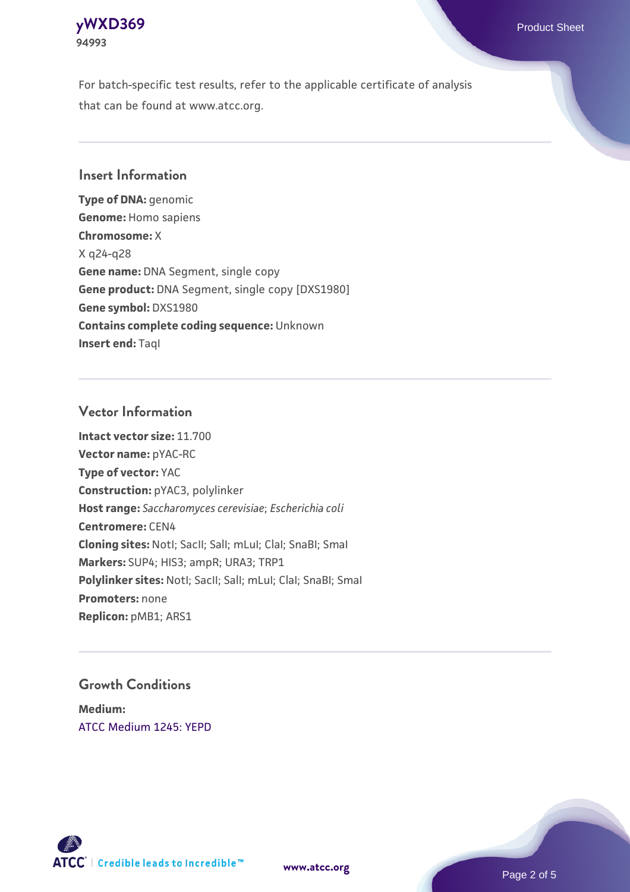For batch-specific test results, refer to the applicable certificate of analysis that can be found at www.atcc.org.

## Insert Information

**Type of DNA:** genomic
**Genome:** Homo sapiens
**Chromosome:** X
X q24-q28
**Gene name:** DNA Segment, single copy
**Gene product:** DNA Segment, single copy [DXS1980]
**Gene symbol:** DXS1980
**Contains complete coding sequence:** Unknown
**Insert end:** TaqI

## Vector Information

**Intact vector size:** 11.700
**Vector name:** pYAC-RC
**Type of vector:** YAC
**Construction:** pYAC3, polylinker
**Host range:** *Saccharomyces cerevisiae*; *Escherichia coli*
**Centromere:** CEN4
**Cloning sites:** NotI; SacII; SalI; mLuI; ClaI; SnaBI; SmaI
**Markers:** SUP4; HIS3; ampR; URA3; TRP1
**Polylinker sites:** NotI; SacII; SalI; mLuI; ClaI; SnaBI; SmaI
**Promoters:** none
**Replicon:** pMB1; ARS1

## Growth Conditions

**Medium:**
ATCC Medium 1245: YEPD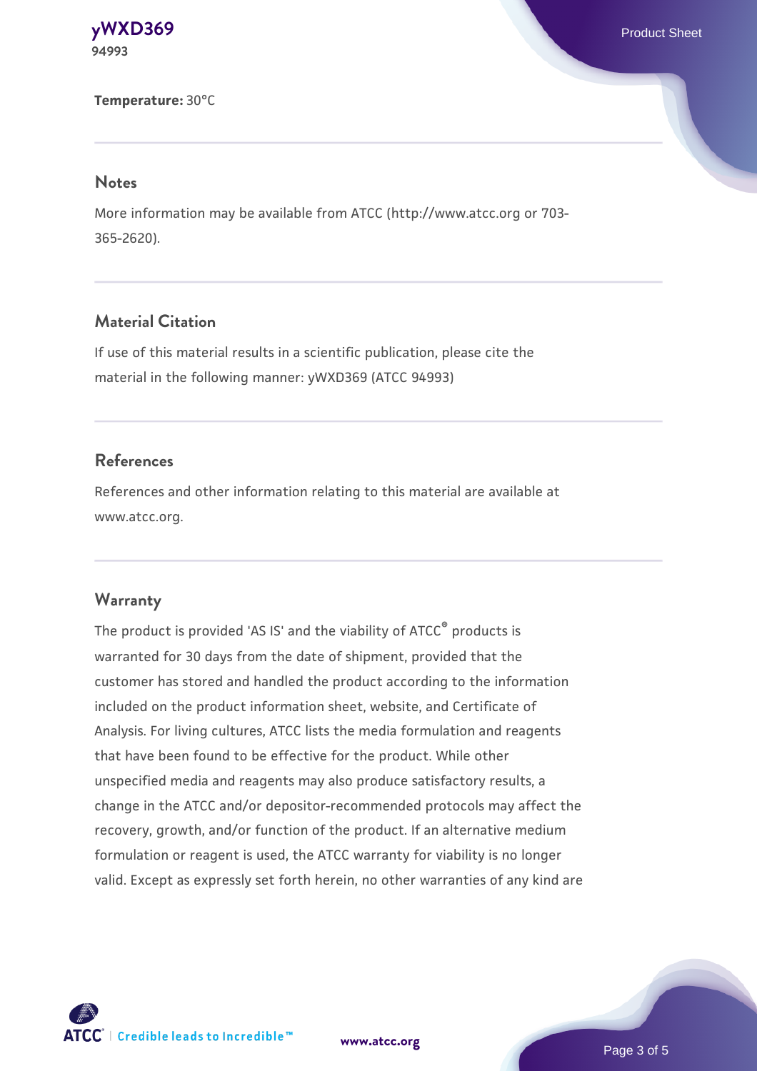**Temperature:** 30°C

## Notes

More information may be available from ATCC (http://www.atcc.org or 703-365-2620).

## Material Citation

If use of this material results in a scientific publication, please cite the material in the following manner: yWXD369 (ATCC 94993)

## References

References and other information relating to this material are available at www.atcc.org.

## Warranty

The product is provided 'AS IS' and the viability of ATCC® products is warranted for 30 days from the date of shipment, provided that the customer has stored and handled the product according to the information included on the product information sheet, website, and Certificate of Analysis. For living cultures, ATCC lists the media formulation and reagents that have been found to be effective for the product. While other unspecified media and reagents may also produce satisfactory results, a change in the ATCC and/or depositor-recommended protocols may affect the recovery, growth, and/or function of the product. If an alternative medium formulation or reagent is used, the ATCC warranty for viability is no longer valid. Except as expressly set forth herein, no other warranties of any kind are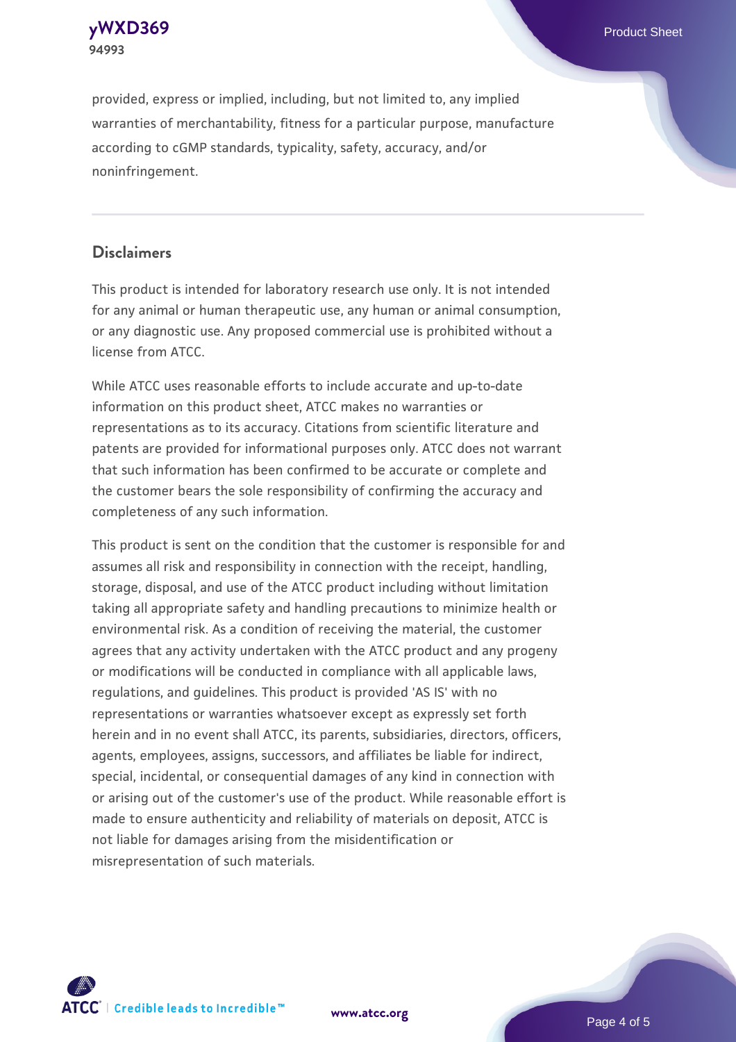provided, express or implied, including, but not limited to, any implied warranties of merchantability, fitness for a particular purpose, manufacture according to cGMP standards, typicality, safety, accuracy, and/or noninfringement.

## Disclaimers

This product is intended for laboratory research use only. It is not intended for any animal or human therapeutic use, any human or animal consumption, or any diagnostic use. Any proposed commercial use is prohibited without a license from ATCC.

While ATCC uses reasonable efforts to include accurate and up-to-date information on this product sheet, ATCC makes no warranties or representations as to its accuracy. Citations from scientific literature and patents are provided for informational purposes only. ATCC does not warrant that such information has been confirmed to be accurate or complete and the customer bears the sole responsibility of confirming the accuracy and completeness of any such information.

This product is sent on the condition that the customer is responsible for and assumes all risk and responsibility in connection with the receipt, handling, storage, disposal, and use of the ATCC product including without limitation taking all appropriate safety and handling precautions to minimize health or environmental risk. As a condition of receiving the material, the customer agrees that any activity undertaken with the ATCC product and any progeny or modifications will be conducted in compliance with all applicable laws, regulations, and guidelines. This product is provided 'AS IS' with no representations or warranties whatsoever except as expressly set forth herein and in no event shall ATCC, its parents, subsidiaries, directors, officers, agents, employees, assigns, successors, and affiliates be liable for indirect, special, incidental, or consequential damages of any kind in connection with or arising out of the customer's use of the product. While reasonable effort is made to ensure authenticity and reliability of materials on deposit, ATCC is not liable for damages arising from the misidentification or misrepresentation of such materials.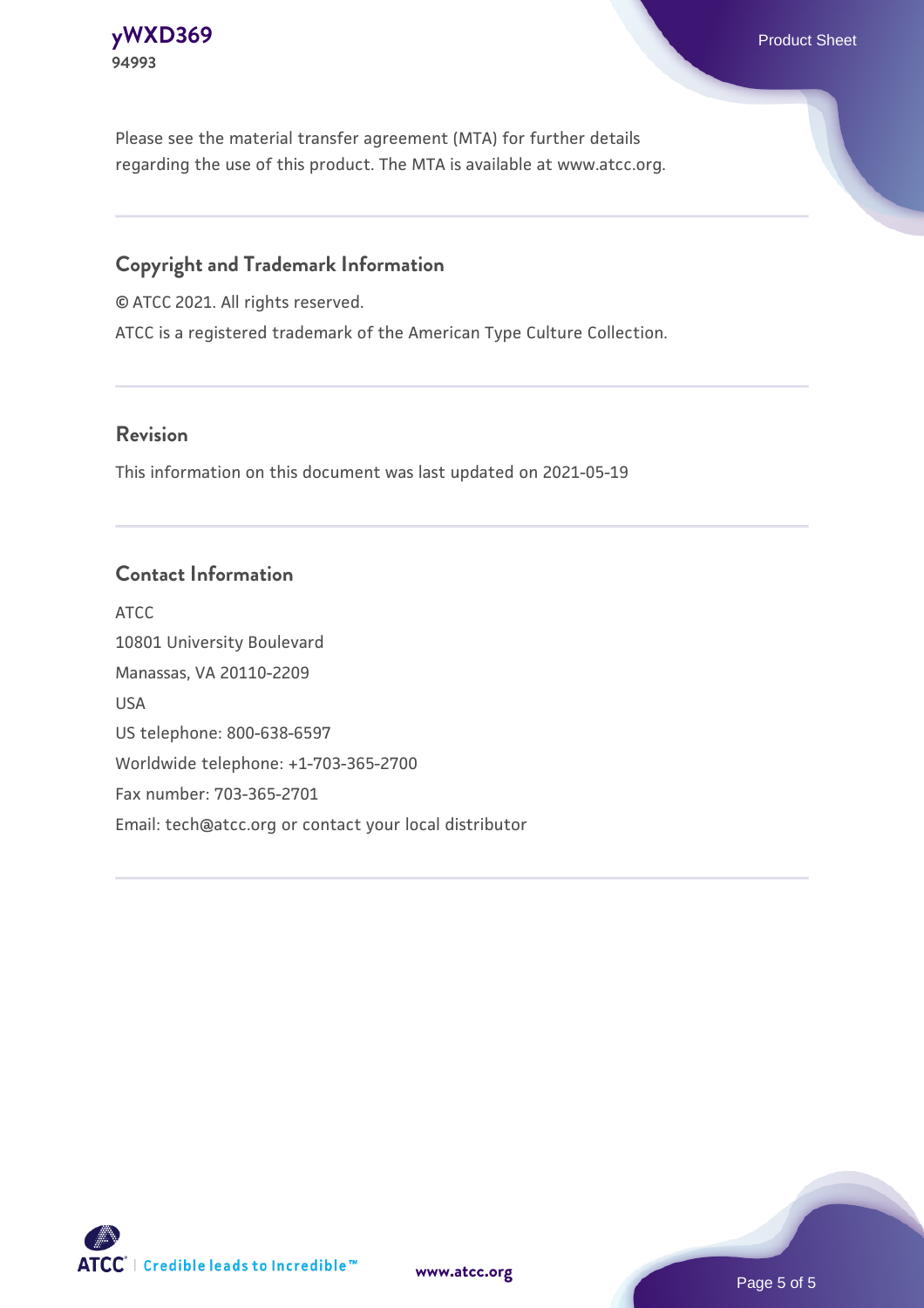Please see the material transfer agreement (MTA) for further details regarding the use of this product. The MTA is available at www.atcc.org.

## Copyright and Trademark Information

© ATCC 2021. All rights reserved.

ATCC is a registered trademark of the American Type Culture Collection.

## Revision

This information on this document was last updated on 2021-05-19

## Contact Information

ATCC
10801 University Boulevard
Manassas, VA 20110-2209
USA
US telephone: 800-638-6597
Worldwide telephone: +1-703-365-2700
Fax number: 703-365-2701
Email: tech@atcc.org or contact your local distributor